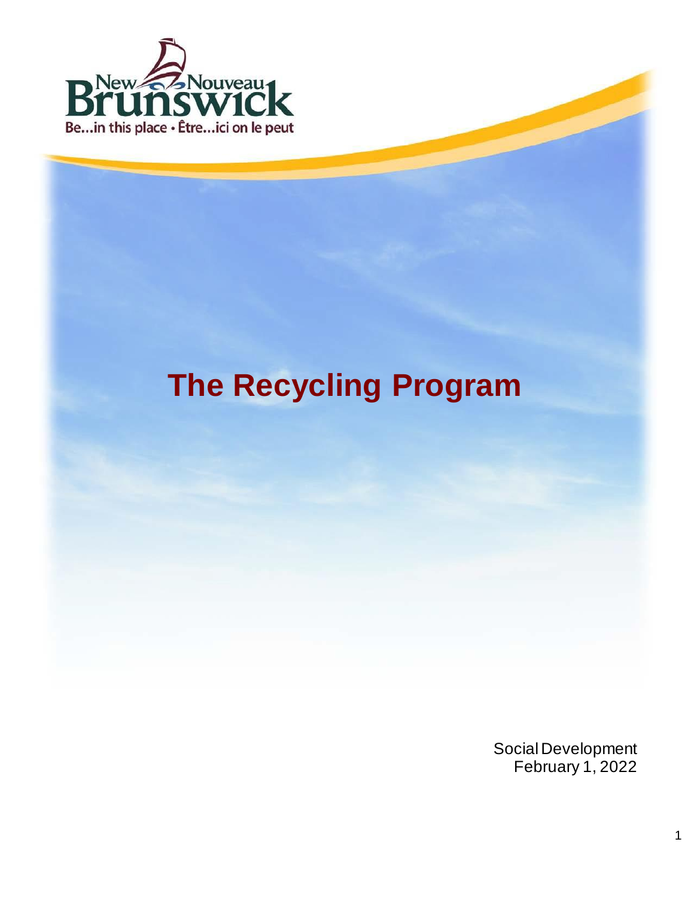New Nouveau Brunswick

Be...in this place • Être...ici on le peut

# The Recycling Program

Social Development
February 1, 2022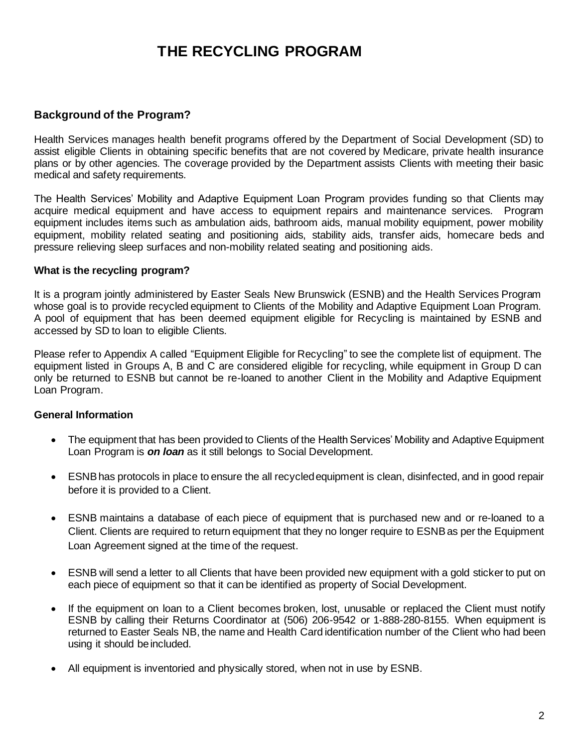# THE RECYCLING PROGRAM

## Background of the Program?

Health Services manages health benefit programs offered by the Department of Social Development (SD) to assist eligible Clients in obtaining specific benefits that are not covered by Medicare, private health insurance plans or by other agencies. The coverage provided by the Department assists Clients with meeting their basic medical and safety requirements.

The Health Services' Mobility and Adaptive Equipment Loan Program provides funding so that Clients may acquire medical equipment and have access to equipment repairs and maintenance services. Program equipment includes items such as ambulation aids, bathroom aids, manual mobility equipment, power mobility equipment, mobility related seating and positioning aids, stability aids, transfer aids, homecare beds and pressure relieving sleep surfaces and non-mobility related seating and positioning aids.

### What is the recycling program?

It is a program jointly administered by Easter Seals New Brunswick (ESNB) and the Health Services Program whose goal is to provide recycled equipment to Clients of the Mobility and Adaptive Equipment Loan Program. A pool of equipment that has been deemed equipment eligible for Recycling is maintained by ESNB and accessed by SD to loan to eligible Clients.

Please refer to Appendix A called "Equipment Eligible for Recycling" to see the complete list of equipment. The equipment listed in Groups A, B and C are considered eligible for recycling, while equipment in Group D can only be returned to ESNB but cannot be re-loaned to another Client in the Mobility and Adaptive Equipment Loan Program.

### General Information

- The equipment that has been provided to Clients of the Health Services' Mobility and Adaptive Equipment Loan Program is ***on loan*** as it still belongs to Social Development.
- ESNB has protocols in place to ensure the all recycled equipment is clean, disinfected, and in good repair before it is provided to a Client.
- ESNB maintains a database of each piece of equipment that is purchased new and or re-loaned to a Client. Clients are required to return equipment that they no longer require to ESNB as per the Equipment Loan Agreement signed at the time of the request.
- ESNB will send a letter to all Clients that have been provided new equipment with a gold sticker to put on each piece of equipment so that it can be identified as property of Social Development.
- If the equipment on loan to a Client becomes broken, lost, unusable or replaced the Client must notify ESNB by calling their Returns Coordinator at (506) 206-9542 or 1-888-280-8155. When equipment is returned to Easter Seals NB, the name and Health Card identification number of the Client who had been using it should be included.
- All equipment is inventoried and physically stored, when not in use by ESNB.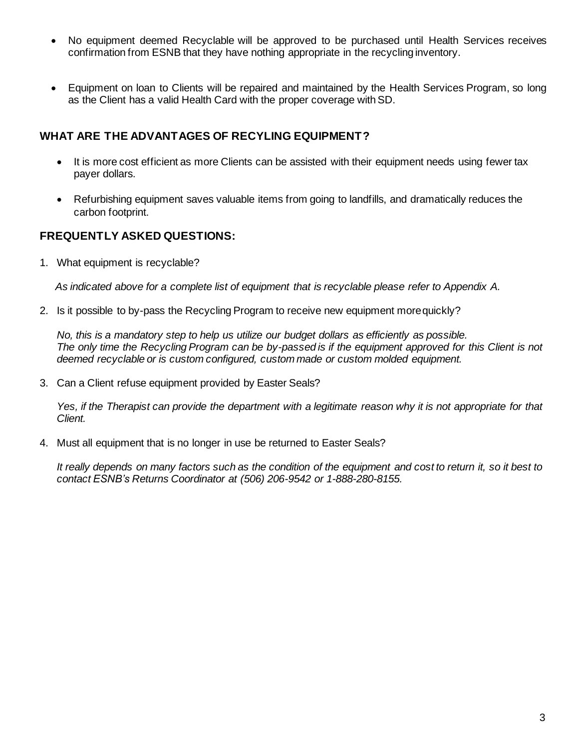- No equipment deemed Recyclable will be approved to be purchased until Health Services receives confirmation from ESNB that they have nothing appropriate in the recycling inventory.

- Equipment on loan to Clients will be repaired and maintained by the Health Services Program, so long as the Client has a valid Health Card with the proper coverage with SD.

## WHAT ARE THE ADVANTAGES OF RECYLING EQUIPMENT?

- It is more cost efficient as more Clients can be assisted with their equipment needs using fewer tax payer dollars.

- Refurbishing equipment saves valuable items from going to landfills, and dramatically reduces the carbon footprint.

## FREQUENTLY ASKED QUESTIONS:

1. What equipment is recyclable?

   *As indicated above for a complete list of equipment that is recyclable please refer to Appendix A.*

2. Is it possible to by-pass the Recycling Program to receive new equipment more quickly?

   *No, this is a mandatory step to help us utilize our budget dollars as efficiently as possible. The only time the Recycling Program can be by-passed is if the equipment approved for this Client is not deemed recyclable or is custom configured, custom made or custom molded equipment.*

3. Can a Client refuse equipment provided by Easter Seals?

   *Yes, if the Therapist can provide the department with a legitimate reason why it is not appropriate for that Client.*

4. Must all equipment that is no longer in use be returned to Easter Seals?

   *It really depends on many factors such as the condition of the equipment and cost to return it, so it best to contact ESNB's Returns Coordinator at (506) 206-9542 or 1-888-280-8155.*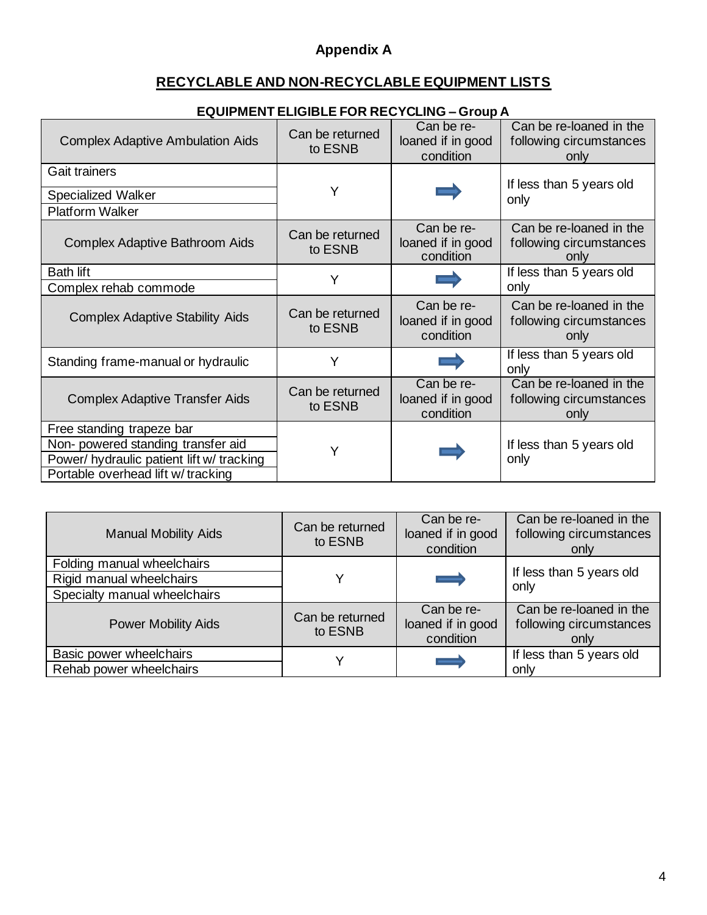# Appendix A

## RECYCLABLE AND NON-RECYCLABLE EQUIPMENT LISTS

### EQUIPMENT ELIGIBLE FOR RECYCLING – Group A

| Complex Adaptive Ambulation Aids | Can be returned to ESNB | Can be re-loaned if in good condition | Can be re-loaned in the following circumstances only |
|---|---|---|---|
| Gait trainers | Y | ➡ | If less than 5 years old only |
| Specialized Walker | | | |
| Platform Walker | | | |
| **Complex Adaptive Bathroom Aids** | **Can be returned to ESNB** | **Can be re-loaned if in good condition** | **Can be re-loaned in the following circumstances only** |
| Bath lift | Y | ➡ | If less than 5 years old only |
| Complex rehab commode | | | |
| **Complex Adaptive Stability Aids** | **Can be returned to ESNB** | **Can be re-loaned if in good condition** | **Can be re-loaned in the following circumstances only** |
| Standing frame-manual or hydraulic | Y | ➡ | If less than 5 years old only |
| **Complex Adaptive Transfer Aids** | **Can be returned to ESNB** | **Can be re-loaned if in good condition** | **Can be re-loaned in the following circumstances only** |
| Free standing trapeze bar | Y | ➡ | If less than 5 years old only |
| Non- powered standing transfer aid | | | |
| Power/ hydraulic patient lift w/ tracking | | | |
| Portable overhead lift w/ tracking | | | |

| Manual Mobility Aids | Can be returned to ESNB | Can be re-loaned if in good condition | Can be re-loaned in the following circumstances only |
|---|---|---|---|
| Folding manual wheelchairs | Y | ➡ | If less than 5 years old only |
| Rigid manual wheelchairs | | | |
| Specialty manual wheelchairs | | | |
| **Power Mobility Aids** | **Can be returned to ESNB** | **Can be re-loaned if in good condition** | **Can be re-loaned in the following circumstances only** |
| Basic power wheelchairs | Y | ➡ | If less than 5 years old only |
| Rehab power wheelchairs | | | |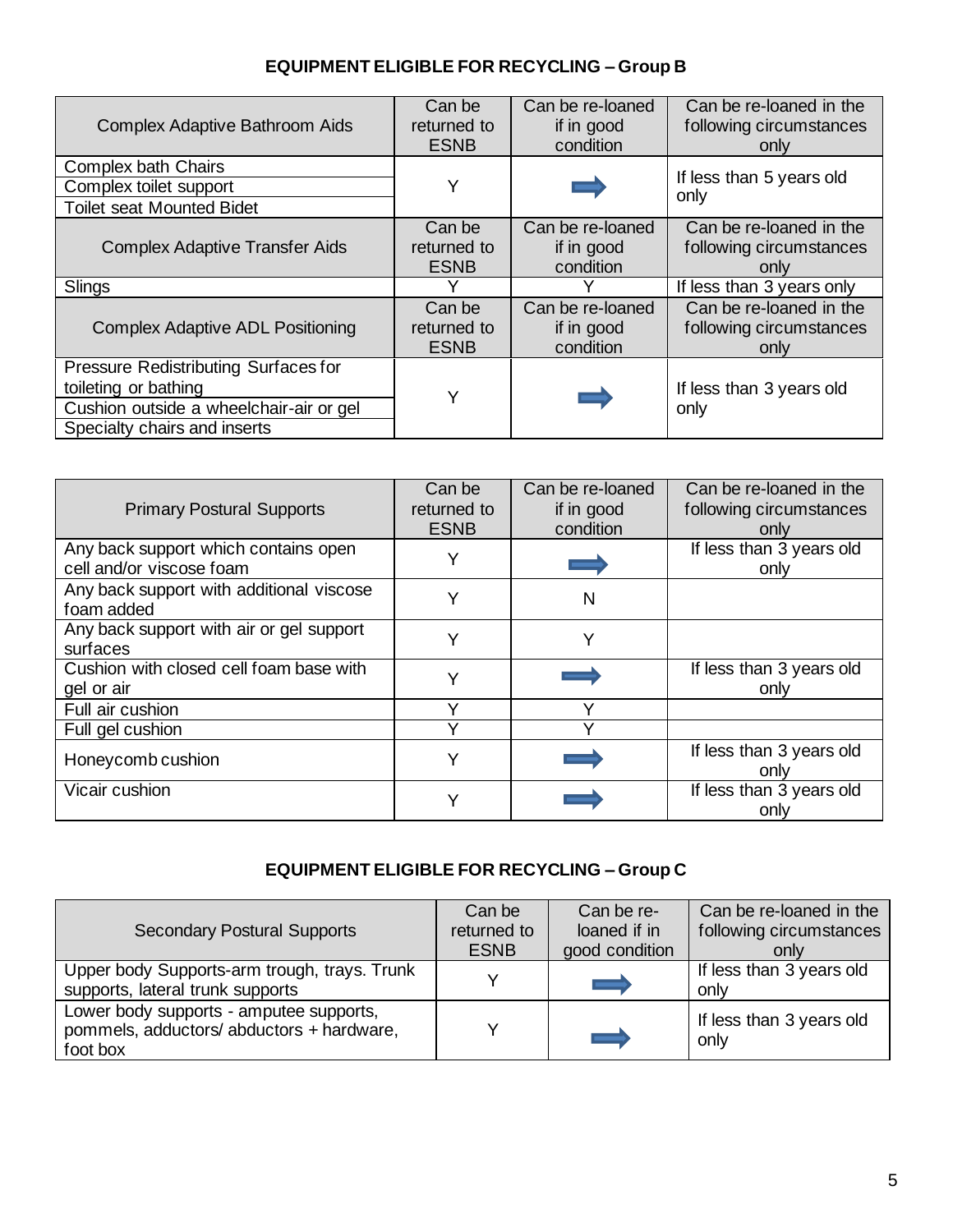## EQUIPMENT ELIGIBLE FOR RECYCLING – Group B

| Complex Adaptive Bathroom Aids | Can be returned to ESNB | Can be re-loaned if in good condition | Can be re-loaned in the following circumstances only |
|---|---|---|---|
| Complex bath Chairs | Y | ➡ | If less than 5 years old only |
| Complex toilet support | | | |
| Toilet seat Mounted Bidet | | | |
| **Complex Adaptive Transfer Aids** | **Can be returned to ESNB** | **Can be re-loaned if in good condition** | **Can be re-loaned in the following circumstances only** |
| Slings | Y | Y | If less than 3 years only |
| **Complex Adaptive ADL Positioning** | **Can be returned to ESNB** | **Can be re-loaned if in good condition** | **Can be re-loaned in the following circumstances only** |
| Pressure Redistributing Surfaces for toileting or bathing | Y | ➡ | If less than 3 years old only |
| Cushion outside a wheelchair-air or gel | | | |
| Specialty chairs and inserts | | | |

| Primary Postural Supports | Can be returned to ESNB | Can be re-loaned if in good condition | Can be re-loaned in the following circumstances only |
|---|---|---|---|
| Any back support which contains open cell and/or viscose foam | Y | ➡ | If less than 3 years old only |
| Any back support with additional viscose foam added | Y | N | |
| Any back support with air or gel support surfaces | Y | Y | |
| Cushion with closed cell foam base with gel or air | Y | ➡ | If less than 3 years old only |
| Full air cushion | Y | Y | |
| Full gel cushion | Y | Y | |
| Honeycomb cushion | Y | ➡ | If less than 3 years old only |
| Vicair cushion | Y | ➡ | If less than 3 years old only |

## EQUIPMENT ELIGIBLE FOR RECYCLING – Group C

| Secondary Postural Supports | Can be returned to ESNB | Can be re-loaned if in good condition | Can be re-loaned in the following circumstances only |
|---|---|---|---|
| Upper body Supports-arm trough, trays. Trunk supports, lateral trunk supports | Y | ➡ | If less than 3 years old only |
| Lower body supports - amputee supports, pommels, adductors/ abductors + hardware, foot box | Y | ➡ | If less than 3 years old only |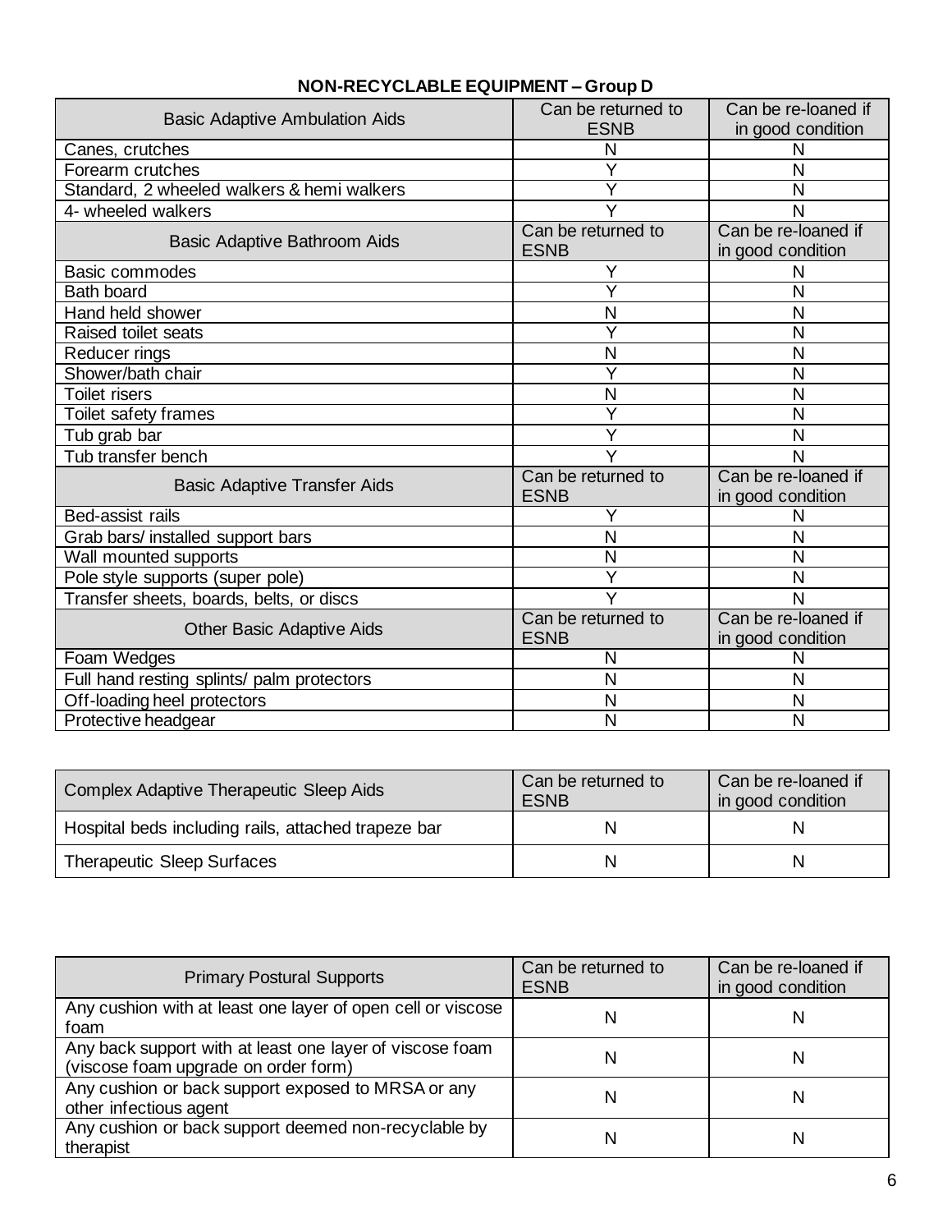## NON-RECYCLABLE EQUIPMENT – Group D

| Basic Adaptive Ambulation Aids | Can be returned to ESNB | Can be re-loaned if in good condition |
|---|---|---|
| Canes, crutches | N | N |
| Forearm crutches | Y | N |
| Standard, 2 wheeled walkers & hemi walkers | Y | N |
| 4- wheeled walkers | Y | N |
| **Basic Adaptive Bathroom Aids** | **Can be returned to ESNB** | **Can be re-loaned if in good condition** |
| Basic commodes | Y | N |
| Bath board | Y | N |
| Hand held shower | N | N |
| Raised toilet seats | Y | N |
| Reducer rings | N | N |
| Shower/bath chair | Y | N |
| Toilet risers | N | N |
| Toilet safety frames | Y | N |
| Tub grab bar | Y | N |
| Tub transfer bench | Y | N |
| **Basic Adaptive Transfer Aids** | **Can be returned to ESNB** | **Can be re-loaned if in good condition** |
| Bed-assist rails | Y | N |
| Grab bars/ installed support bars | N | N |
| Wall mounted supports | N | N |
| Pole style supports (super pole) | Y | N |
| Transfer sheets, boards, belts, or discs | Y | N |
| **Other Basic Adaptive Aids** | **Can be returned to ESNB** | **Can be re-loaned if in good condition** |
| Foam Wedges | N | N |
| Full hand resting splints/ palm protectors | N | N |
| Off-loading heel protectors | N | N |
| Protective headgear | N | N |

| Complex Adaptive Therapeutic Sleep Aids | Can be returned to ESNB | Can be re-loaned if in good condition |
|---|---|---|
| Hospital beds including rails, attached trapeze bar | N | N |
| Therapeutic Sleep Surfaces | N | N |

| Primary Postural Supports | Can be returned to ESNB | Can be re-loaned if in good condition |
|---|---|---|
| Any cushion with at least one layer of open cell or viscose foam | N | N |
| Any back support with at least one layer of viscose foam (viscose foam upgrade on order form) | N | N |
| Any cushion or back support exposed to MRSA or any other infectious agent | N | N |
| Any cushion or back support deemed non-recyclable by therapist | N | N |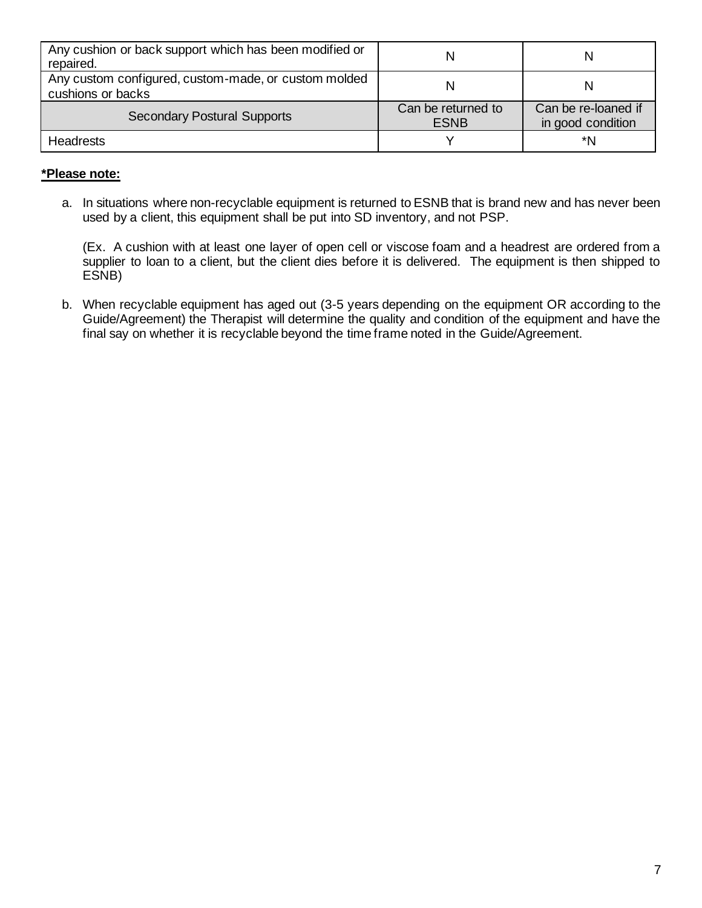| | | |
|---|---|---|
| Any cushion or back support which has been modified or repaired. | N | N |
| Any custom configured, custom-made, or custom molded cushions or backs | N | N |
| Secondary Postural Supports | Can be returned to ESNB | Can be re-loaned if in good condition |
| Headrests | Y | *N |

**\*Please note:**

a. In situations where non-recyclable equipment is returned to ESNB that is brand new and has never been used by a client, this equipment shall be put into SD inventory, and not PSP.

   (Ex. A cushion with at least one layer of open cell or viscose foam and a headrest are ordered from a supplier to loan to a client, but the client dies before it is delivered. The equipment is then shipped to ESNB)

b. When recyclable equipment has aged out (3-5 years depending on the equipment OR according to the Guide/Agreement) the Therapist will determine the quality and condition of the equipment and have the final say on whether it is recyclable beyond the time frame noted in the Guide/Agreement.